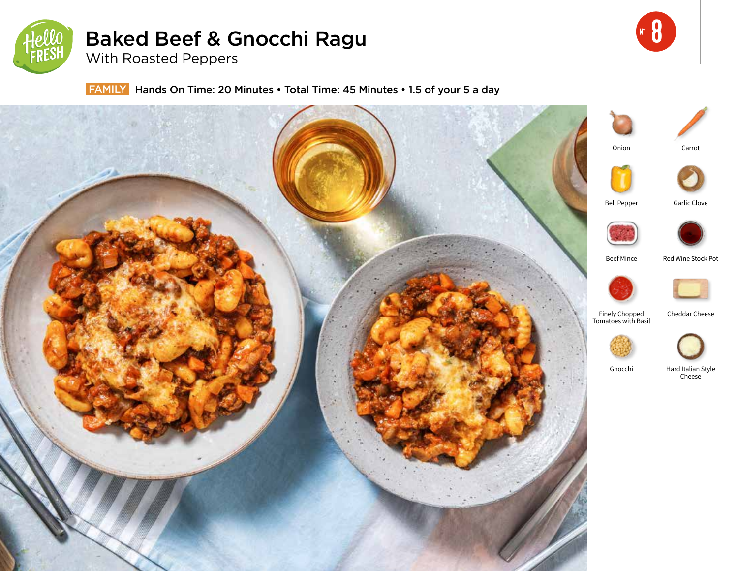# Baked Beef & Gnocchi Ragu

## With Roasted Peppers

N° 8

**FAMILY** Hands On Time: 20 Minutes • Total Time: 45 Minutes • 1.5 of your 5 a day

- Onion
- Carrot
- Bell Pepper
- Garlic Clove
- Beef Mince
- Red Wine Stock Pot
- Finely Chopped Tomatoes with Basil
- Cheddar Cheese
- Gnocchi
- Hard Italian Style Cheese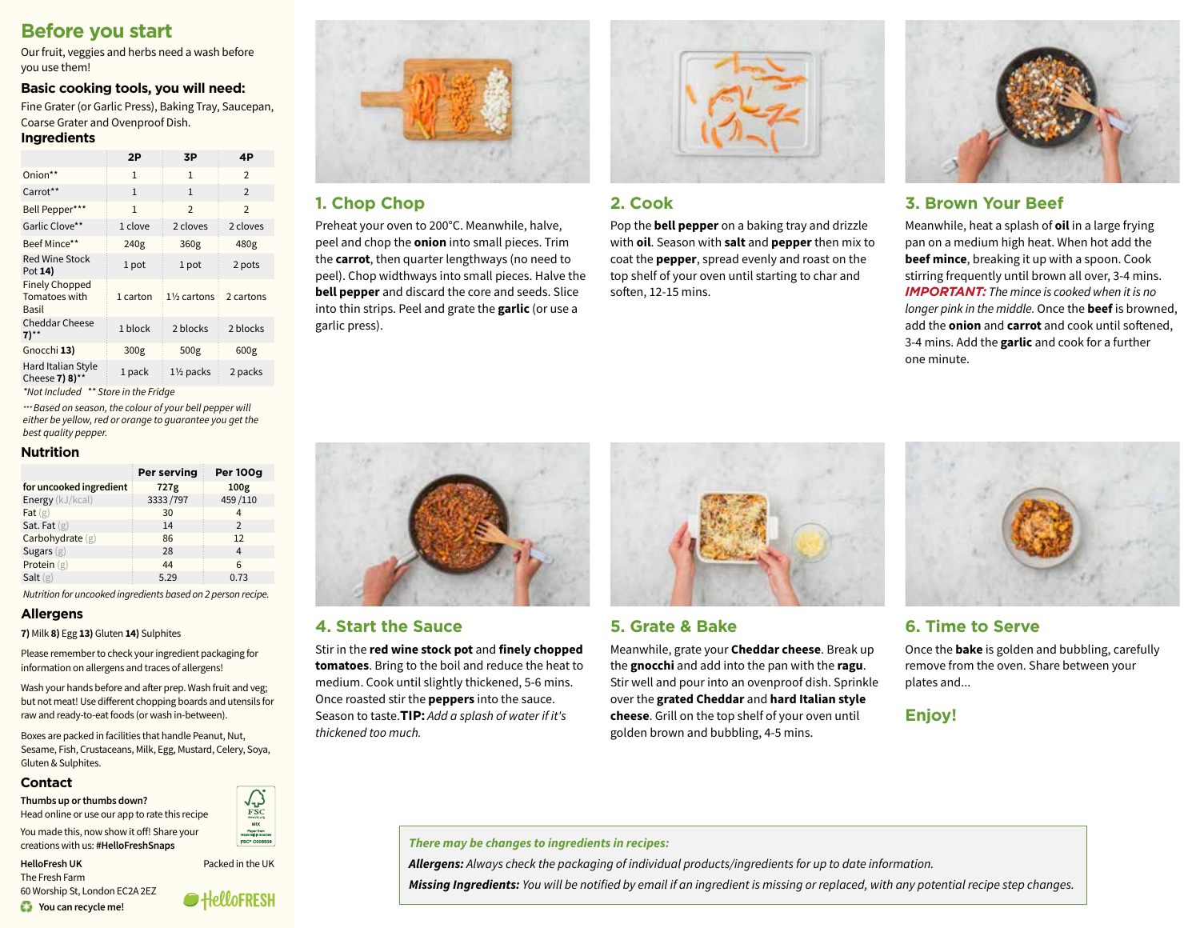## Before you start

Our fruit, veggies and herbs need a wash before you use them!

### Basic cooking tools, you will need:

Fine Grater (or Garlic Press), Baking Tray, Saucepan, Coarse Grater and Ovenproof Dish.

### Ingredients

| | 2P | 3P | 4P |
|---|---|---|---|
| Onion** | 1 | 1 | 2 |
| Carrot** | 1 | 1 | 2 |
| Bell Pepper*** | 1 | 2 | 2 |
| Garlic Clove** | 1 clove | 2 cloves | 2 cloves |
| Beef Mince** | 240g | 360g | 480g |
| Red Wine Stock Pot **14)** | 1 pot | 1 pot | 2 pots |
| Finely Chopped Tomatoes with Basil | 1 carton | 1½ cartons | 2 cartons |
| Cheddar Cheese **7)**** | 1 block | 2 blocks | 2 blocks |
| Gnocchi **13)** | 300g | 500g | 600g |
| Hard Italian Style Cheese **7) 8)**** | 1 pack | 1½ packs | 2 packs |

*\*Not Included \*\* Store in the Fridge*

*\*\*\* Based on season, the colour of your bell pepper will either be yellow, red or orange to guarantee you get the best quality pepper.*

### Nutrition

| | Per serving | Per 100g |
|---|---|---|
| for uncooked ingredient | 727g | 100g |
| Energy (kJ/kcal) | 3333 /797 | 459 /110 |
| Fat (g) | 30 | 4 |
| Sat. Fat (g) | 14 | 2 |
| Carbohydrate (g) | 86 | 12 |
| Sugars (g) | 28 | 4 |
| Protein (g) | 44 | 6 |
| Salt (g) | 5.29 | 0.73 |

*Nutrition for uncooked ingredients based on 2 person recipe.*

### Allergens

**7)** Milk **8)** Egg **13)** Gluten **14)** Sulphites

Please remember to check your ingredient packaging for information on allergens and traces of allergens!

Wash your hands before and after prep. Wash fruit and veg; but not meat! Use different chopping boards and utensils for raw and ready-to-eat foods (or wash in-between).

Boxes are packed in facilities that handle Peanut, Nut, Sesame, Fish, Crustaceans, Milk, Egg, Mustard, Celery, Soya, Gluten & Sulphites.

### Contact

**Thumbs up or thumbs down?**
Head online or use our app to rate this recipe

You made this, now show it off! Share your creations with us: **#HelloFreshSnaps**

**HelloFresh UK**
The Fresh Farm
60 Worship St, London EC2A 2EZ

Packed in the UK

**You can recycle me!**

## 1. Chop Chop

Preheat your oven to 200°C. Meanwhile, halve, peel and chop the **onion** into small pieces. Trim the **carrot**, then quarter lengthways (no need to peel). Chop widthways into small pieces. Halve the **bell pepper** and discard the core and seeds. Slice into thin strips. Peel and grate the **garlic** (or use a garlic press).

## 2. Cook

Pop the **bell pepper** on a baking tray and drizzle with **oil**. Season with **salt** and **pepper** then mix to coat the **pepper**, spread evenly and roast on the top shelf of your oven until starting to char and soften, 12-15 mins.

## 3. Brown Your Beef

Meanwhile, heat a splash of **oil** in a large frying pan on a medium high heat. When hot add the **beef mince**, breaking it up with a spoon. Cook stirring frequently until brown all over, 3-4 mins. ***IMPORTANT:*** *The mince is cooked when it is no longer pink in the middle.* Once the **beef** is browned, add the **onion** and **carrot** and cook until softened, 3-4 mins. Add the **garlic** and cook for a further one minute.

## 4. Start the Sauce

Stir in the **red wine stock pot** and **finely chopped tomatoes**. Bring to the boil and reduce the heat to medium. Cook until slightly thickened, 5-6 mins. Once roasted stir the **peppers** into the sauce. Season to taste. **TIP:** *Add a splash of water if it's thickened too much.*

## 5. Grate & Bake

Meanwhile, grate your **Cheddar cheese**. Break up the **gnocchi** and add into the pan with the **ragu**. Stir well and pour into an ovenproof dish. Sprinkle over the **grated Cheddar** and **hard Italian style cheese**. Grill on the top shelf of your oven until golden brown and bubbling, 4-5 mins.

## 6. Time to Serve

Once the **bake** is golden and bubbling, carefully remove from the oven. Share between your plates and...

## Enjoy!

***There may be changes to ingredients in recipes:***

***Allergens:*** *Always check the packaging of individual products/ingredients for up to date information.*

***Missing Ingredients:*** *You will be notified by email if an ingredient is missing or replaced, with any potential recipe step changes.*